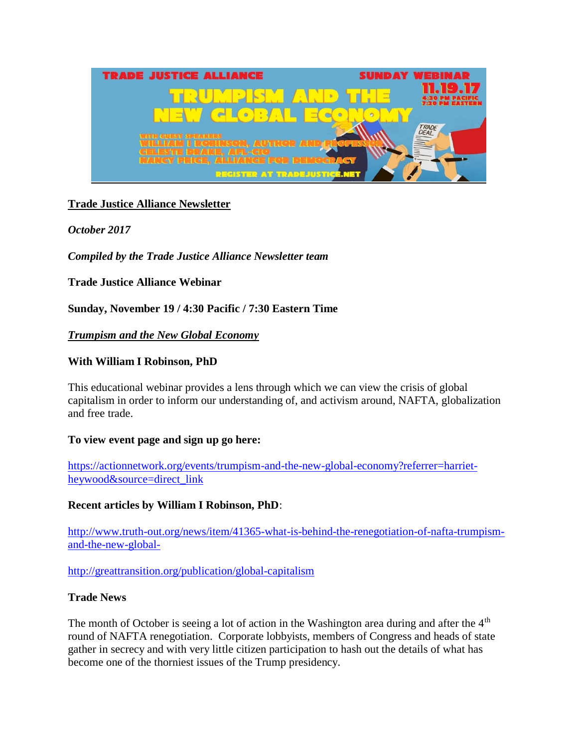**Trade Justice Alliance Newsletter**

***October 2017***

***Compiled by the Trade Justice Alliance Newsletter team***

**Trade Justice Alliance Webinar**

**Sunday, November 19 / 4:30 Pacific / 7:30 Eastern Time**

***Trumpism and the New Global Economy***

**With William I Robinson, PhD**

This educational webinar provides a lens through which we can view the crisis of global capitalism in order to inform our understanding of, and activism around, NAFTA, globalization and free trade.

**To view event page and sign up go here:**

https://actionnetwork.org/events/trumpism-and-the-new-global-economy?referrer=harriet-heywood&source=direct_link

**Recent articles by William I Robinson, PhD**:

http://www.truth-out.org/news/item/41365-what-is-behind-the-renegotiation-of-nafta-trumpism-and-the-new-global-

http://greattransition.org/publication/global-capitalism

**Trade News**

The month of October is seeing a lot of action in the Washington area during and after the 4th round of NAFTA renegotiation. Corporate lobbyists, members of Congress and heads of state gather in secrecy and with very little citizen participation to hash out the details of what has become one of the thorniest issues of the Trump presidency.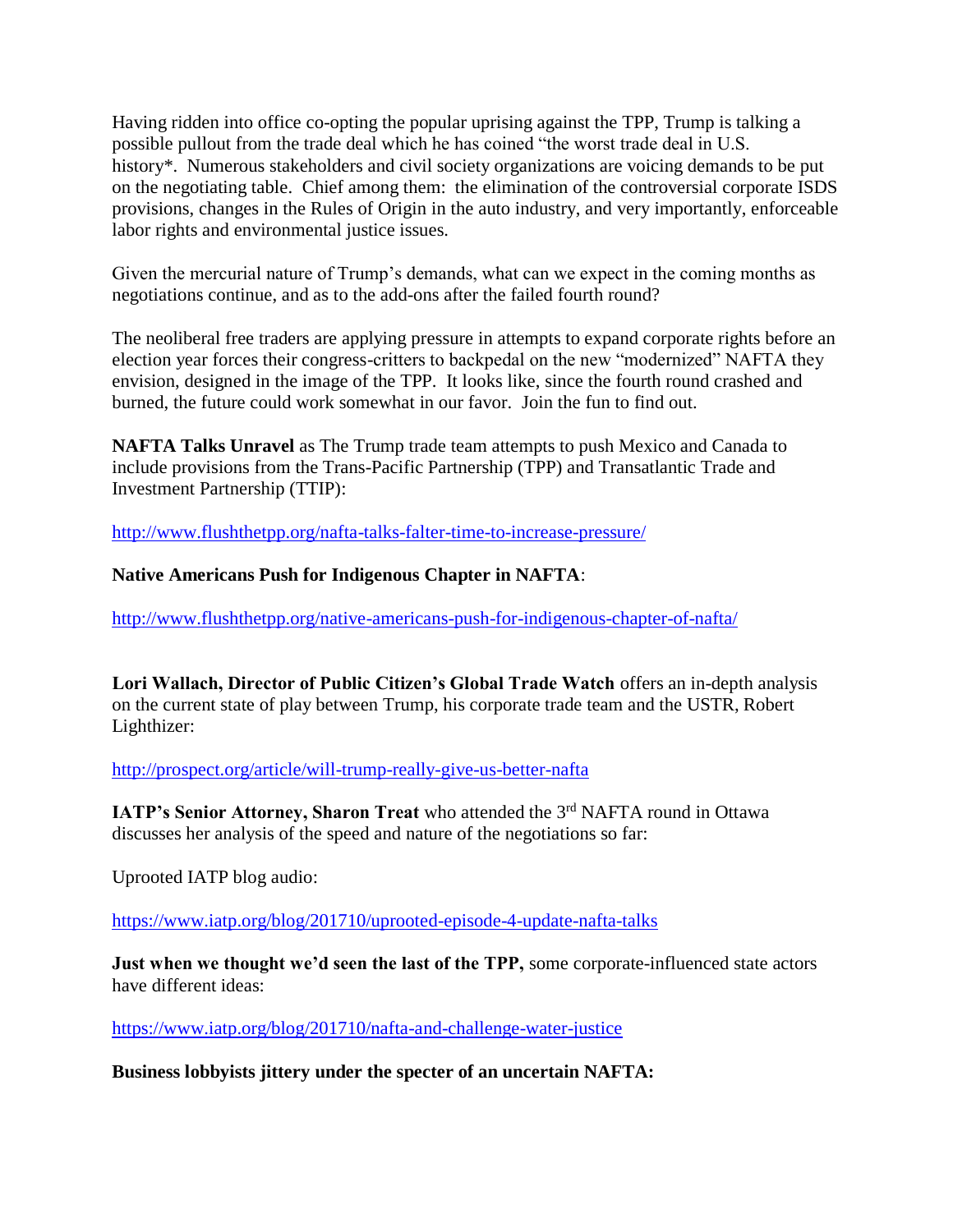Having ridden into office co-opting the popular uprising against the TPP, Trump is talking a possible pullout from the trade deal which he has coined "the worst trade deal in U.S. history*. Numerous stakeholders and civil society organizations are voicing demands to be put on the negotiating table. Chief among them: the elimination of the controversial corporate ISDS provisions, changes in the Rules of Origin in the auto industry, and very importantly, enforceable labor rights and environmental justice issues.

Given the mercurial nature of Trump's demands, what can we expect in the coming months as negotiations continue, and as to the add-ons after the failed fourth round?

The neoliberal free traders are applying pressure in attempts to expand corporate rights before an election year forces their congress-critters to backpedal on the new "modernized" NAFTA they envision, designed in the image of the TPP. It looks like, since the fourth round crashed and burned, the future could work somewhat in our favor. Join the fun to find out.

**NAFTA Talks Unravel** as The Trump trade team attempts to push Mexico and Canada to include provisions from the Trans-Pacific Partnership (TPP) and Transatlantic Trade and Investment Partnership (TTIP):

http://www.flushthetpp.org/nafta-talks-falter-time-to-increase-pressure/

**Native Americans Push for Indigenous Chapter in NAFTA**:

http://www.flushthetpp.org/native-americans-push-for-indigenous-chapter-of-nafta/

**Lori Wallach, Director of Public Citizen's Global Trade Watch** offers an in-depth analysis on the current state of play between Trump, his corporate trade team and the USTR, Robert Lighthizer:

http://prospect.org/article/will-trump-really-give-us-better-nafta

**IATP's Senior Attorney, Sharon Treat** who attended the 3rd NAFTA round in Ottawa discusses her analysis of the speed and nature of the negotiations so far:

Uprooted IATP blog audio:

https://www.iatp.org/blog/201710/uprooted-episode-4-update-nafta-talks

**Just when we thought we'd seen the last of the TPP,** some corporate-influenced state actors have different ideas:

https://www.iatp.org/blog/201710/nafta-and-challenge-water-justice

**Business lobbyists jittery under the specter of an uncertain NAFTA:**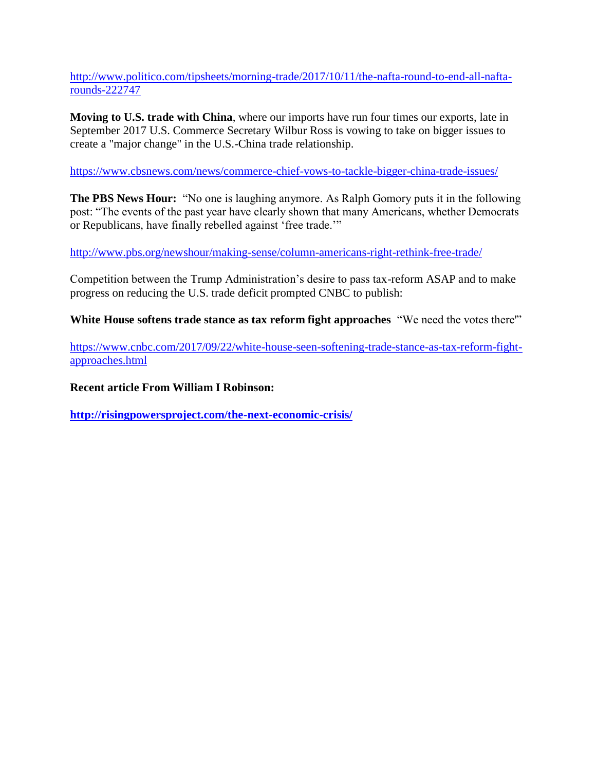http://www.politico.com/tipsheets/morning-trade/2017/10/11/the-nafta-round-to-end-all-nafta-rounds-222747

**Moving to U.S. trade with China**, where our imports have run four times our exports, late in September 2017 U.S. Commerce Secretary Wilbur Ross is vowing to take on bigger issues to create a "major change" in the U.S.-China trade relationship.

https://www.cbsnews.com/news/commerce-chief-vows-to-tackle-bigger-china-trade-issues/

**The PBS News Hour:** "No one is laughing anymore. As Ralph Gomory puts it in the following post: "The events of the past year have clearly shown that many Americans, whether Democrats or Republicans, have finally rebelled against 'free trade.'"

http://www.pbs.org/newshour/making-sense/column-americans-right-rethink-free-trade/

Competition between the Trump Administration's desire to pass tax-reform ASAP and to make progress on reducing the U.S. trade deficit prompted CNBC to publish:

**White House softens trade stance as tax reform fight approaches** "We need the votes there""

https://www.cnbc.com/2017/09/22/white-house-seen-softening-trade-stance-as-tax-reform-fight-approaches.html

**Recent article From William I Robinson:**

**http://risingpowersproject.com/the-next-economic-crisis/**